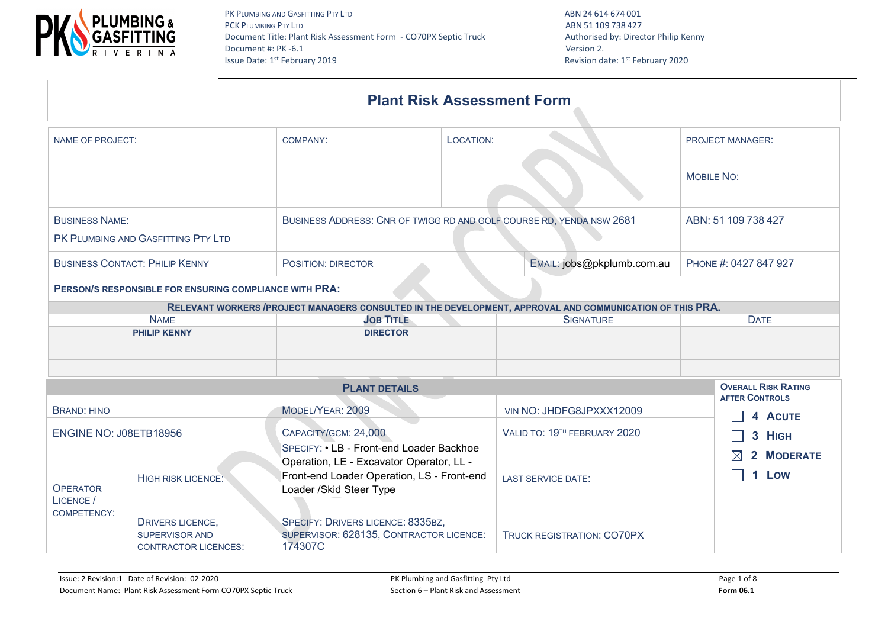# Plant Risk Assessment Form

| NAME OF PROJECT: | COMPANY: | LOCATION: | PROJECT MANAGER: MOBILE NO: |
|---|---|---|---|
| BUSINESS NAME: PK PLUMBING AND GASFITTING PTY LTD | BUSINESS ADDRESS: CNR OF TWIGG RD AND GOLF COURSE RD, YENDA NSW 2681 | | ABN: 51 109 738 427 |
| BUSINESS CONTACT: PHILIP KENNY | POSITION: DIRECTOR | EMAIL: jobs@pkplumb.com.au | PHONE #: 0427 847 927 |

**PERSON/S RESPONSIBLE FOR ENSURING COMPLIANCE WITH PRA:**

**RELEVANT WORKERS /PROJECT MANAGERS CONSULTED IN THE DEVELOPMENT, APPROVAL AND COMMUNICATION OF THIS PRA.**

| NAME | JOB TITLE | SIGNATURE | DATE |
|---|---|---|---|
| PHILIP KENNY | DIRECTOR | | |
| | | | |
| | | | |

**PLANT DETAILS**

| | | | | |
|---|---|---|---|---|
| BRAND: HINO | | MODEL/YEAR: 2009 | VIN NO: JHDFG8JPXXX12009 | **OVERALL RISK RATING AFTER CONTROLS** |
| ENGINE NO: J08ETB18956 | | CAPACITY/GCM: 24,000 | VALID TO: 19TH FEBRUARY 2020 | ☐ 4 ACUTE |
| OPERATOR LICENCE / COMPETENCY: | HIGH RISK LICENCE: | SPECIFY: • LB - Front-end Loader Backhoe Operation, LE - Excavator Operator, LL - Front-end Loader Operation, LS - Front-end Loader /Skid Steer Type | LAST SERVICE DATE: | ☐ 3 HIGH<br>☒ 2 MODERATE<br>☐ 1 LOW |
| | DRIVERS LICENCE, SUPERVISOR AND CONTRACTOR LICENCES: | SPECIFY: DRIVERS LICENCE: 8335BZ, SUPERVISOR: 628135, CONTRACTOR LICENCE: 174307C | TRUCK REGISTRATION: CO70PX | |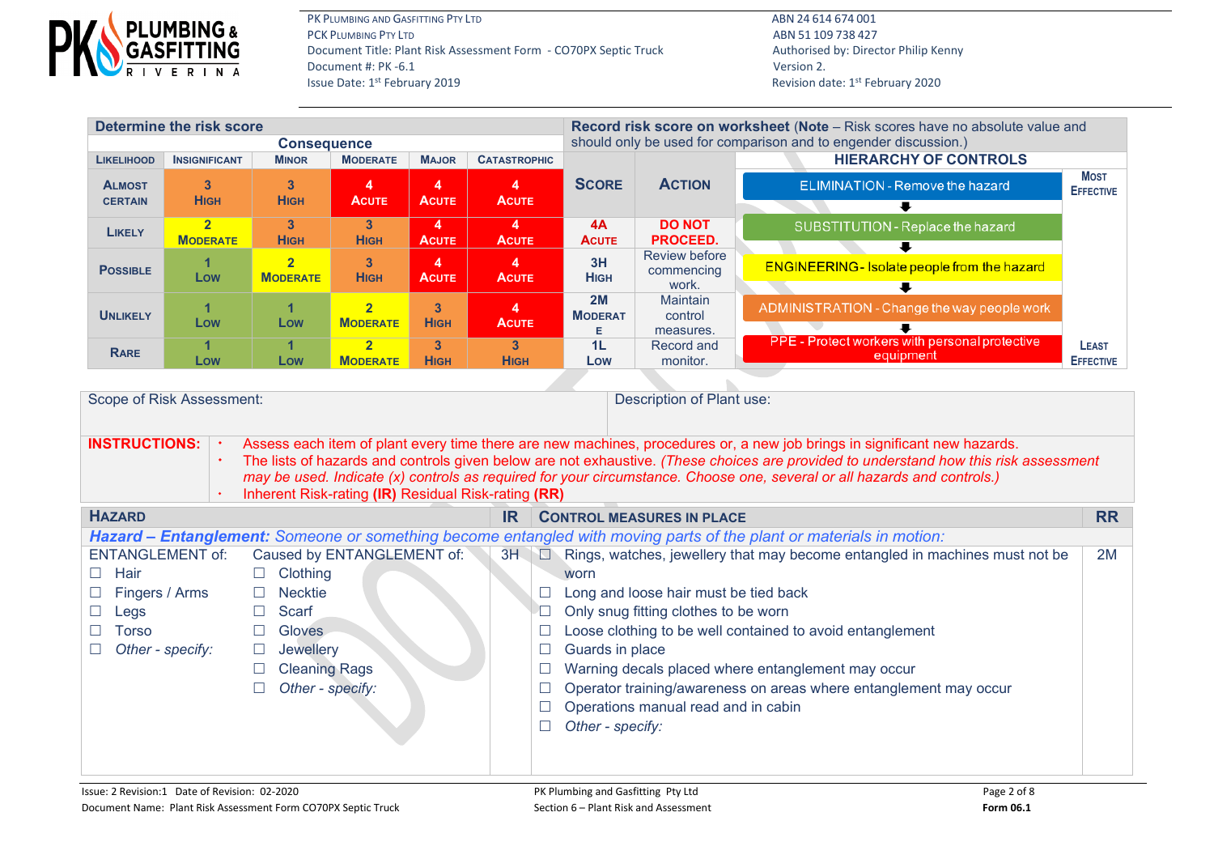## Determine the risk score

| Likelihood | Consequence: Insignificant | Minor | Moderate | Major | Catastrophic |
|---|---|---|---|---|---|
| **Almost certain** | 3 High | 3 High | 4 Acute | 4 Acute | 4 Acute |
| **Likely** | 2 Moderate | 3 High | 3 High | 4 Acute | 4 Acute |
| **Possible** | 1 Low | 2 Moderate | 3 High | 4 Acute | 4 Acute |
| **Unlikely** | 1 Low | 1 Low | 2 Moderate | 3 High | 4 Acute |
| **Rare** | 1 Low | 1 Low | 2 Moderate | 3 High | 3 High |

**Record risk score on worksheet** (**Note** – Risk scores have no absolute value and should only be used for comparison and to engender discussion.)

| Score | Action |
|---|---|
| 4A Acute | DO NOT PROCEED. |
| 3H High | Review before commencing work. |
| 2M Moderate | Maintain control measures. |
| 1L Low | Record and monitor. |

**HIERARCHY OF CONTROLS** (Most Effective → Least Effective)

1. ELIMINATION - Remove the hazard
2. SUBSTITUTION - Replace the hazard
3. ENGINEERING - Isolate people from the hazard
4. ADMINISTRATION - Change the way people work
5. PPE - Protect workers with personal protective equipment

| Scope of Risk Assessment: | Description of Plant use: |
|---|---|
| | |

**INSTRUCTIONS:**

- Assess each item of plant every time there are new machines, procedures or, a new job brings in significant new hazards.
- The lists of hazards and controls given below are not exhaustive. *(These choices are provided to understand how this risk assessment may be used. Indicate (x) controls as required for your circumstance. Choose one, several or all hazards and controls.)*
- Inherent Risk-rating **(IR)** Residual Risk-rating **(RR)**

| HAZARD | | IR | CONTROL MEASURES IN PLACE | RR |
|---|---|---|---|---|
| ***Hazard – Entanglement:*** *Someone or something become entangled with moving parts of the plant or materials in motion:* | | | | |
| ENTANGLEMENT of:<br>☐ Hair<br>☐ Fingers / Arms<br>☐ Legs<br>☐ Torso<br>☐ *Other - specify:* | Caused by ENTANGLEMENT of:<br>☐ Clothing<br>☐ Necktie<br>☐ Scarf<br>☐ Gloves<br>☐ Jewellery<br>☐ Cleaning Rags<br>☐ *Other - specify:* | 3H | ☐ Rings, watches, jewellery that may become entangled in machines must not be worn<br>☐ Long and loose hair must be tied back<br>☐ Only snug fitting clothes to be worn<br>☐ Loose clothing to be well contained to avoid entanglement<br>☐ Guards in place<br>☐ Warning decals placed where entanglement may occur<br>☐ Operator training/awareness on areas where entanglement may occur<br>☐ Operations manual read and in cabin<br>☐ *Other - specify:* | 2M |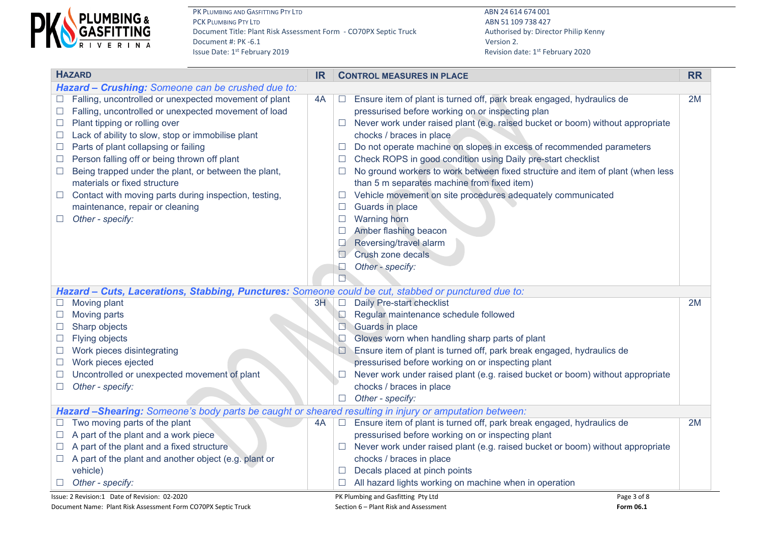| **HAZARD** | **IR** | **CONTROL MEASURES IN PLACE** | **RR** |
|---|---|---|---|
| ***Hazard – Crushing:*** *Someone can be crushed due to:* | | | |
| ☐ Falling, uncontrolled or unexpected movement of plant<br>☐ Falling, uncontrolled or unexpected movement of load<br>☐ Plant tipping or rolling over<br>☐ Lack of ability to slow, stop or immobilise plant<br>☐ Parts of plant collapsing or failing<br>☐ Person falling off or being thrown off plant<br>☐ Being trapped under the plant, or between the plant, materials or fixed structure<br>☐ Contact with moving parts during inspection, testing, maintenance, repair or cleaning<br>☐ *Other - specify:* | 4A | ☐ Ensure item of plant is turned off, park break engaged, hydraulics de pressurised before working on or inspecting plan<br>☐ Never work under raised plant (e.g. raised bucket or boom) without appropriate chocks / braces in place<br>☐ Do not operate machine on slopes in excess of recommended parameters<br>☐ Check ROPS in good condition using Daily pre-start checklist<br>☐ No ground workers to work between fixed structure and item of plant (when less than 5 m separates machine from fixed item)<br>☐ Vehicle movement on site procedures adequately communicated<br>☐ Guards in place<br>☐ Warning horn<br>☐ Amber flashing beacon<br>☐ Reversing/travel alarm<br>☐ Crush zone decals<br>☐ *Other - specify:*<br>☐ | 2M |
| ***Hazard – Cuts, Lacerations, Stabbing, Punctures:*** *Someone could be cut, stabbed or punctured due to:* | | | |
| ☐ Moving plant<br>☐ Moving parts<br>☐ Sharp objects<br>☐ Flying objects<br>☐ Work pieces disintegrating<br>☐ Work pieces ejected<br>☐ Uncontrolled or unexpected movement of plant<br>☐ *Other - specify:* | 3H | ☐ Daily Pre-start checklist<br>☐ Regular maintenance schedule followed<br>☐ Guards in place<br>☐ Gloves worn when handling sharp parts of plant<br>☐ Ensure item of plant is turned off, park break engaged, hydraulics de pressurised before working on or inspecting plant<br>☐ Never work under raised plant (e.g. raised bucket or boom) without appropriate chocks / braces in place<br>☐ *Other - specify:* | 2M |
| ***Hazard –Shearing:*** *Someone's body parts be caught or sheared resulting in injury or amputation between:* | | | |
| ☐ Two moving parts of the plant<br>☐ A part of the plant and a work piece<br>☐ A part of the plant and a fixed structure<br>☐ A part of the plant and another object (e.g. plant or vehicle)<br>☐ *Other - specify:* | 4A | ☐ Ensure item of plant is turned off, park break engaged, hydraulics de pressurised before working on or inspecting plant<br>☐ Never work under raised plant (e.g. raised bucket or boom) without appropriate chocks / braces in place<br>☐ Decals placed at pinch points<br>☐ All hazard lights working on machine when in operation | 2M |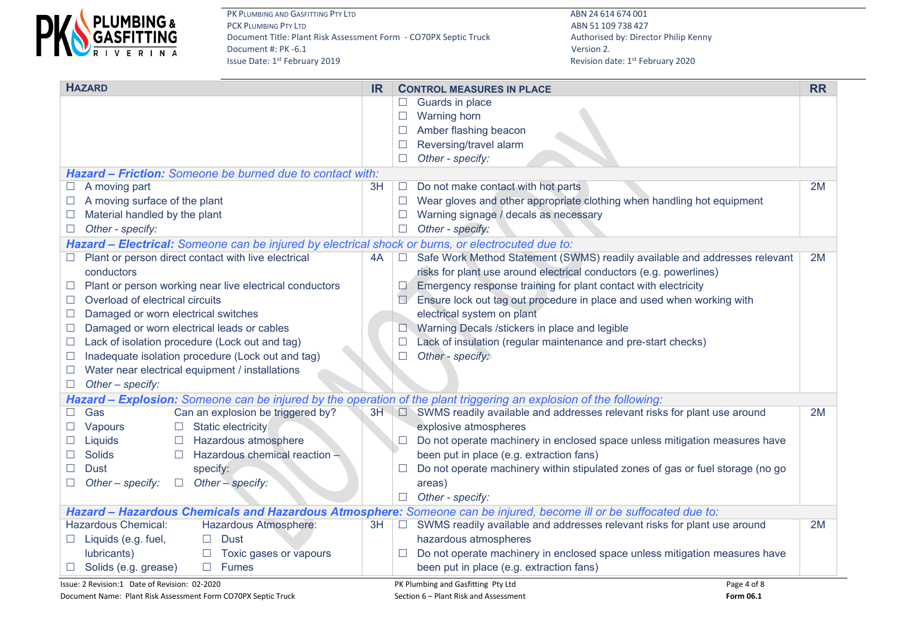| HAZARD | IR | CONTROL MEASURES IN PLACE | RR |
|---|---|---|---|
| | | ☐ Guards in place<br>☐ Warning horn<br>☐ Amber flashing beacon<br>☐ Reversing/travel alarm<br>☐ *Other - specify:* | |
| ***Hazard – Friction:** Someone be burned due to contact with:* | | | |
| ☐ A moving part<br>☐ A moving surface of the plant<br>☐ Material handled by the plant<br>☐ *Other - specify:* | 3H | ☐ Do not make contact with hot parts<br>☐ Wear gloves and other appropriate clothing when handling hot equipment<br>☐ Warning signage / decals as necessary<br>☐ *Other - specify:* | 2M |
| ***Hazard – Electrical:** Someone can be injured by electrical shock or burns, or electrocuted due to:* | | | |
| ☐ Plant or person direct contact with live electrical conductors<br>☐ Plant or person working near live electrical conductors<br>☐ Overload of electrical circuits<br>☐ Damaged or worn electrical switches<br>☐ Damaged or worn electrical leads or cables<br>☐ Lack of isolation procedure (Lock out and tag)<br>☐ Inadequate isolation procedure (Lock out and tag)<br>☐ Water near electrical equipment / installations<br>☐ *Other – specify:* | 4A | ☐ Safe Work Method Statement (SWMS) readily available and addresses relevant risks for plant use around electrical conductors (e.g. powerlines)<br>☐ Emergency response training for plant contact with electricity<br>☐ Ensure lock out tag out procedure in place and used when working with electrical system on plant<br>☐ Warning Decals /stickers in place and legible<br>☐ Lack of insulation (regular maintenance and pre-start checks)<br>☐ *Other - specify:* | 2M |
| ***Hazard – Explosion:** Someone can be injured by the operation of the plant triggering an explosion of the following:* | | | |
| ☐ Gas<br>☐ Vapours<br>☐ Liquids<br>☐ Solids<br>☐ Dust<br>☐ *Other – specify:*<br>Can an explosion be triggered by?<br>☐ Static electricity<br>☐ Hazardous atmosphere<br>☐ Hazardous chemical reaction – specify:<br>☐ *Other – specify:* | 3H | ☐ SWMS readily available and addresses relevant risks for plant use around explosive atmospheres<br>☐ Do not operate machinery in enclosed space unless mitigation measures have been put in place (e.g. extraction fans)<br>☐ Do not operate machinery within stipulated zones of gas or fuel storage (no go areas)<br>☐ *Other - specify:* | 2M |
| ***Hazard – Hazardous Chemicals and Hazardous Atmosphere:** Someone can be injured, become ill or be suffocated due to:* | | | |
| Hazardous Chemical:<br>☐ Liquids (e.g. fuel, lubricants)<br>☐ Solids (e.g. grease)<br>Hazardous Atmosphere:<br>☐ Dust<br>☐ Toxic gases or vapours<br>☐ Fumes | 3H | ☐ SWMS readily available and addresses relevant risks for plant use around hazardous atmospheres<br>☐ Do not operate machinery in enclosed space unless mitigation measures have been put in place (e.g. extraction fans) | 2M |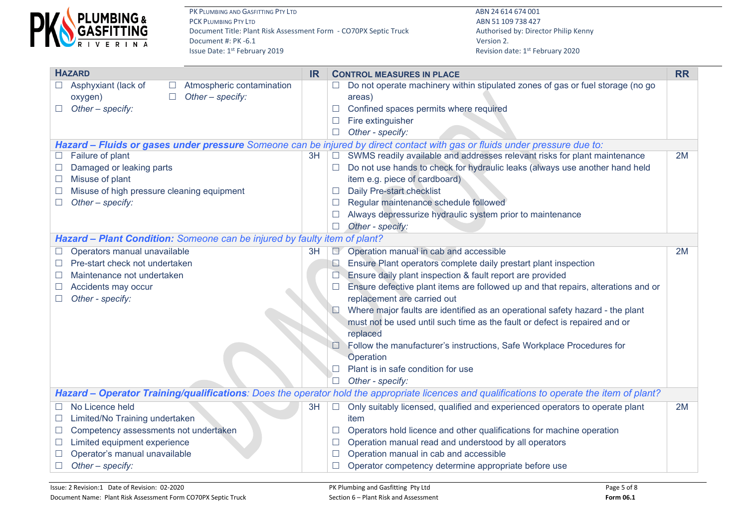| HAZARD | IR | CONTROL MEASURES IN PLACE | RR |
|---|---|---|---|
| ☐ Asphyxiant (lack of oxygen) ☐ Atmospheric contamination<br>☐ *Other – specify:* ☐ *Other – specify:* | | ☐ Do not operate machinery within stipulated zones of gas or fuel storage (no go areas)<br>☐ Confined spaces permits where required<br>☐ Fire extinguisher<br>☐ *Other - specify:* | |
| ***Hazard – Fluids or gases under pressure*** *Someone can be injured by direct contact with gas or fluids under pressure due to:* | | | |
| ☐ Failure of plant<br>☐ Damaged or leaking parts<br>☐ Misuse of plant<br>☐ Misuse of high pressure cleaning equipment<br>☐ *Other – specify:* | 3H | ☐ SWMS readily available and addresses relevant risks for plant maintenance<br>☐ Do not use hands to check for hydraulic leaks (always use another hand held item e.g. piece of cardboard)<br>☐ Daily Pre-start checklist<br>☐ Regular maintenance schedule followed<br>☐ Always depressurize hydraulic system prior to maintenance<br>☐ *Other - specify:* | 2M |
| ***Hazard – Plant Condition:*** *Someone can be injured by faulty item of plant?* | | | |
| ☐ Operators manual unavailable<br>☐ Pre-start check not undertaken<br>☐ Maintenance not undertaken<br>☐ Accidents may occur<br>☐ *Other - specify:* | 3H | ☐ Operation manual in cab and accessible<br>☐ Ensure Plant operators complete daily prestart plant inspection<br>☐ Ensure daily plant inspection & fault report are provided<br>☐ Ensure defective plant items are followed up and that repairs, alterations and or replacement are carried out<br>☐ Where major faults are identified as an operational safety hazard - the plant must not be used until such time as the fault or defect is repaired and or replaced<br>☐ Follow the manufacturer's instructions, Safe Workplace Procedures for Operation<br>☐ Plant is in safe condition for use<br>☐ *Other - specify:* | 2M |
| ***Hazard – Operator Training/qualifications****: Does the operator hold the appropriate licences and qualifications to operate the item of plant?* | | | |
| ☐ No Licence held<br>☐ Limited/No Training undertaken<br>☐ Competency assessments not undertaken<br>☐ Limited equipment experience<br>☐ Operator's manual unavailable<br>☐ *Other – specify:* | 3H | ☐ Only suitably licensed, qualified and experienced operators to operate plant item<br>☐ Operators hold licence and other qualifications for machine operation<br>☐ Operation manual read and understood by all operators<br>☐ Operation manual in cab and accessible<br>☐ Operator competency determine appropriate before use | 2M |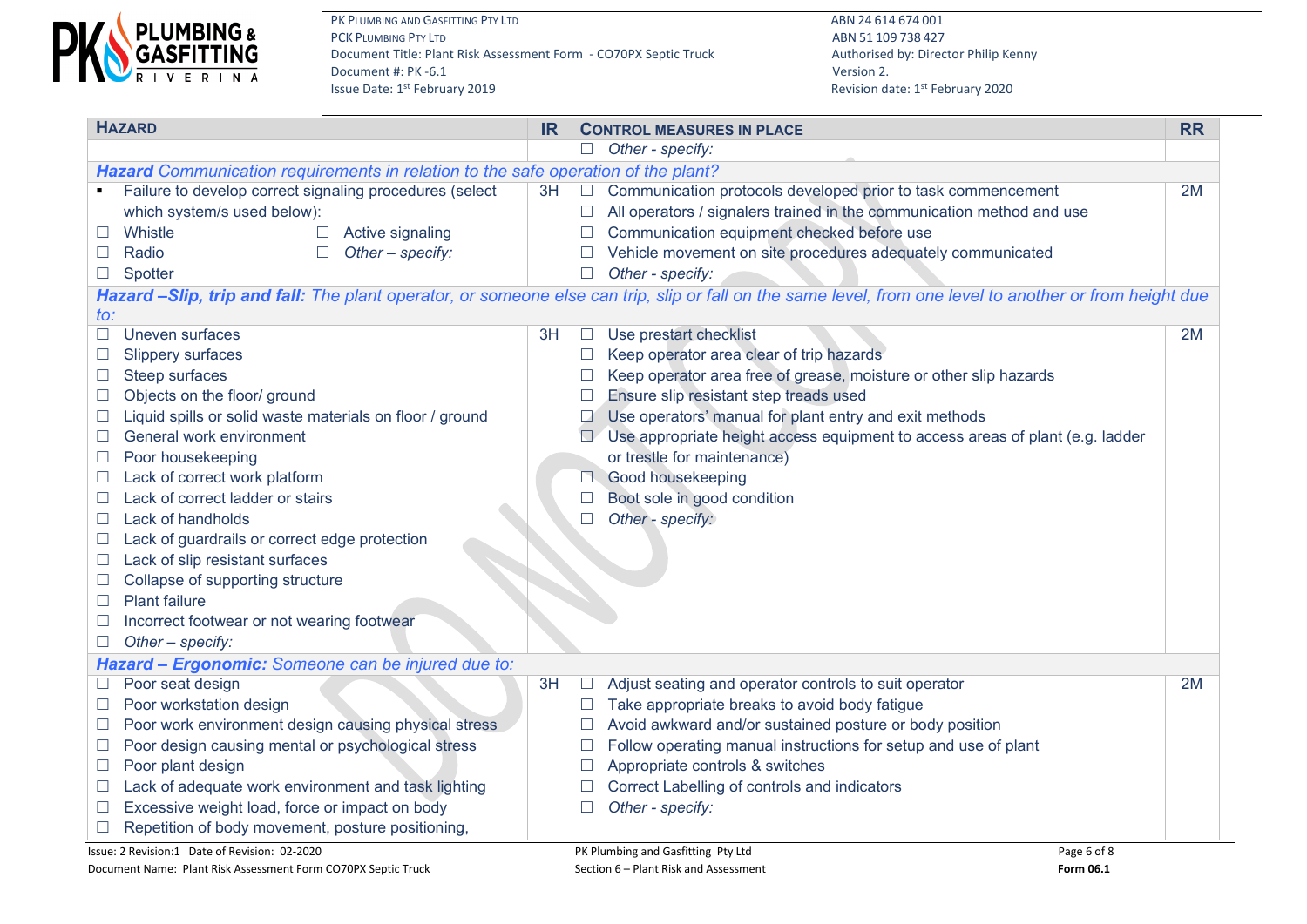| **HAZARD** | **IR** | **CONTROL MEASURES IN PLACE** | **RR** |
|---|---|---|---|
| | | ☐ *Other - specify:* | |
| ***Hazard** Communication requirements in relation to the safe operation of the plant?* | | | |
| ▪ Failure to develop correct signaling procedures (select which system/s used below):<br>☐ Whistle ☐ Active signaling<br>☐ Radio ☐ *Other – specify:*<br>☐ Spotter | 3H | ☐ Communication protocols developed prior to task commencement<br>☐ All operators / signalers trained in the communication method and use<br>☐ Communication equipment checked before use<br>☐ Vehicle movement on site procedures adequately communicated<br>☐ *Other - specify:* | 2M |
| ***Hazard –Slip, trip and fall:** The plant operator, or someone else can trip, slip or fall on the same level, from one level to another or from height due to:* | | | |
| ☐ Uneven surfaces<br>☐ Slippery surfaces<br>☐ Steep surfaces<br>☐ Objects on the floor/ ground<br>☐ Liquid spills or solid waste materials on floor / ground<br>☐ General work environment<br>☐ Poor housekeeping<br>☐ Lack of correct work platform<br>☐ Lack of correct ladder or stairs<br>☐ Lack of handholds<br>☐ Lack of guardrails or correct edge protection<br>☐ Lack of slip resistant surfaces<br>☐ Collapse of supporting structure<br>☐ Plant failure<br>☐ Incorrect footwear or not wearing footwear<br>☐ *Other – specify:* | 3H | ☐ Use prestart checklist<br>☐ Keep operator area clear of trip hazards<br>☐ Keep operator area free of grease, moisture or other slip hazards<br>☐ Ensure slip resistant step treads used<br>☐ Use operators' manual for plant entry and exit methods<br>☐ Use appropriate height access equipment to access areas of plant (e.g. ladder or trestle for maintenance)<br>☐ Good housekeeping<br>☐ Boot sole in good condition<br>☐ *Other - specify:* | 2M |
| ***Hazard – Ergonomic:** Someone can be injured due to:* | | | |
| ☐ Poor seat design<br>☐ Poor workstation design<br>☐ Poor work environment design causing physical stress<br>☐ Poor design causing mental or psychological stress<br>☐ Poor plant design<br>☐ Lack of adequate work environment and task lighting<br>☐ Excessive weight load, force or impact on body<br>☐ Repetition of body movement, posture positioning, | 3H | ☐ Adjust seating and operator controls to suit operator<br>☐ Take appropriate breaks to avoid body fatigue<br>☐ Avoid awkward and/or sustained posture or body position<br>☐ Follow operating manual instructions for setup and use of plant<br>☐ Appropriate controls & switches<br>☐ Correct Labelling of controls and indicators<br>☐ *Other - specify:* | 2M |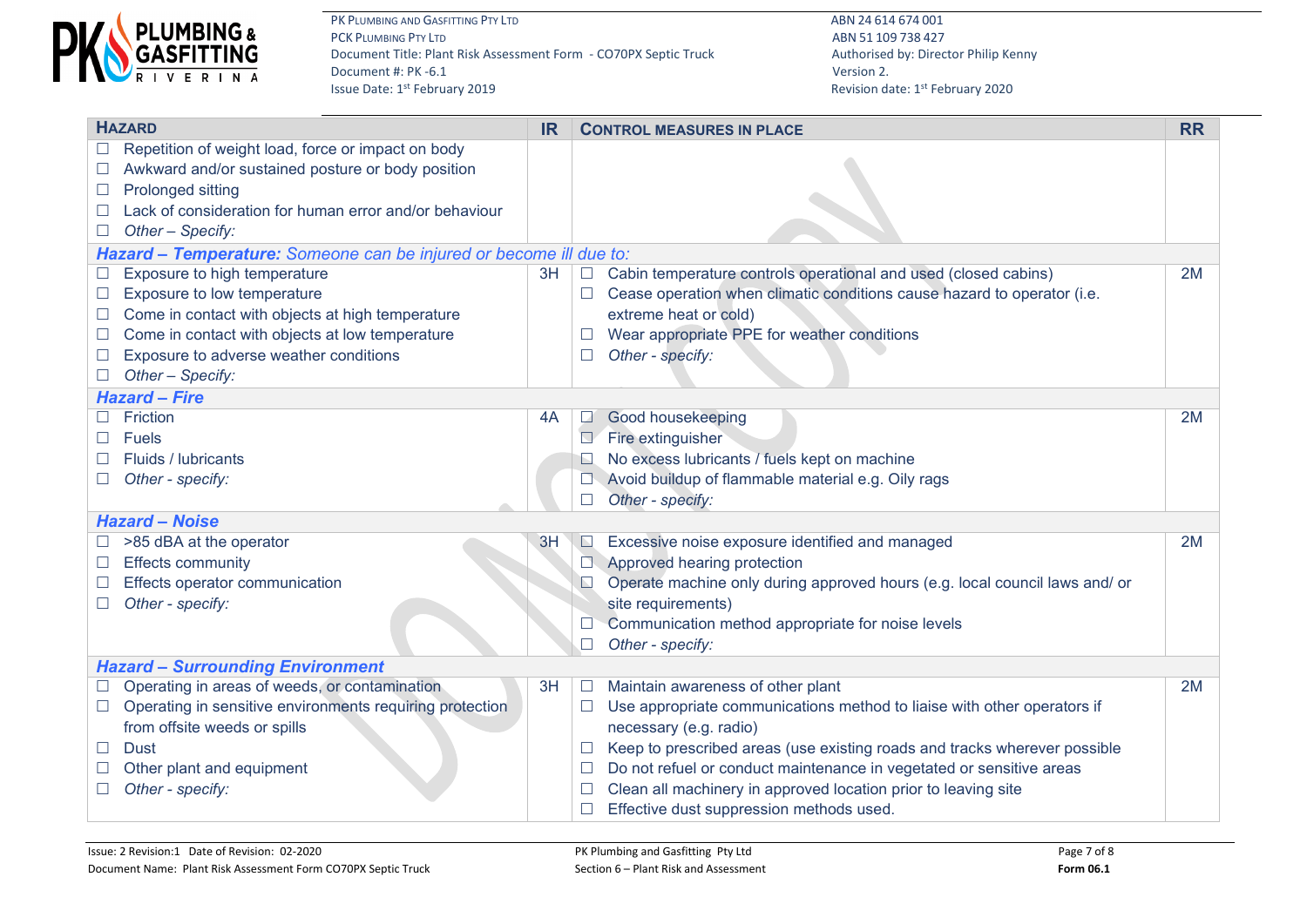| HAZARD | IR | CONTROL MEASURES IN PLACE | RR |
|---|---|---|---|
| ☐ Repetition of weight load, force or impact on body<br>☐ Awkward and/or sustained posture or body position<br>☐ Prolonged sitting<br>☐ Lack of consideration for human error and/or behaviour<br>☐ *Other – Specify:* | | | |
| ***Hazard – Temperature:*** *Someone can be injured or become ill due to:* | | | |
| ☐ Exposure to high temperature<br>☐ Exposure to low temperature<br>☐ Come in contact with objects at high temperature<br>☐ Come in contact with objects at low temperature<br>☐ Exposure to adverse weather conditions<br>☐ *Other – Specify:* | 3H | ☐ Cabin temperature controls operational and used (closed cabins)<br>☐ Cease operation when climatic conditions cause hazard to operator (i.e. extreme heat or cold)<br>☐ Wear appropriate PPE for weather conditions<br>☐ *Other - specify:* | 2M |
| ***Hazard – Fire*** | | | |
| ☐ Friction<br>☐ Fuels<br>☐ Fluids / lubricants<br>☐ *Other - specify:* | 4A | ☐ Good housekeeping<br>☐ Fire extinguisher<br>☐ No excess lubricants / fuels kept on machine<br>☐ Avoid buildup of flammable material e.g. Oily rags<br>☐ *Other - specify:* | 2M |
| ***Hazard – Noise*** | | | |
| ☐ >85 dBA at the operator<br>☐ Effects community<br>☐ Effects operator communication<br>☐ *Other - specify:* | 3H | ☐ Excessive noise exposure identified and managed<br>☐ Approved hearing protection<br>☐ Operate machine only during approved hours (e.g. local council laws and/ or site requirements)<br>☐ Communication method appropriate for noise levels<br>☐ *Other - specify:* | 2M |
| ***Hazard – Surrounding Environment*** | | | |
| ☐ Operating in areas of weeds, or contamination<br>☐ Operating in sensitive environments requiring protection from offsite weeds or spills<br>☐ Dust<br>☐ Other plant and equipment<br>☐ *Other - specify:* | 3H | ☐ Maintain awareness of other plant<br>☐ Use appropriate communications method to liaise with other operators if necessary (e.g. radio)<br>☐ Keep to prescribed areas (use existing roads and tracks wherever possible<br>☐ Do not refuel or conduct maintenance in vegetated or sensitive areas<br>☐ Clean all machinery in approved location prior to leaving site<br>☐ Effective dust suppression methods used. | 2M |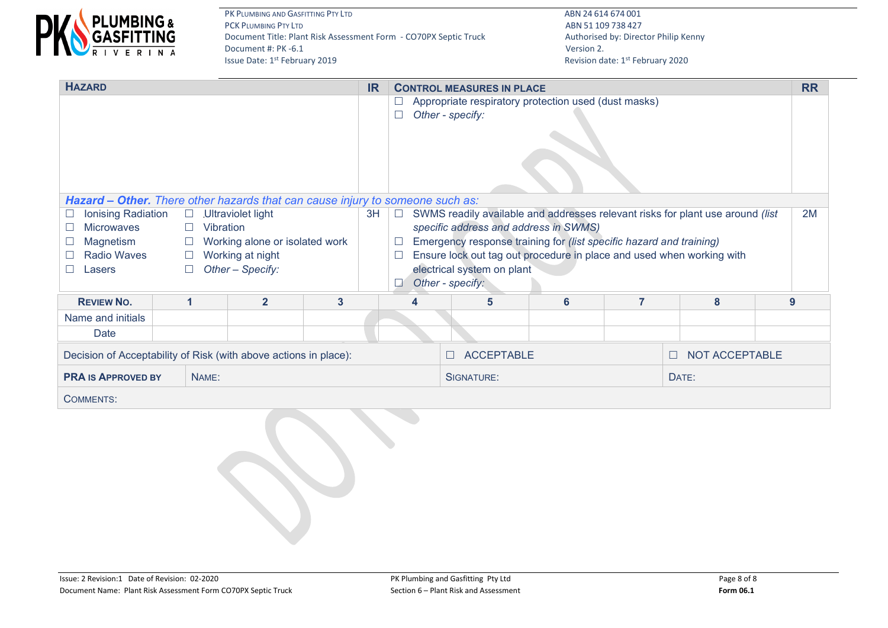| HAZARD | IR | CONTROL MEASURES IN PLACE | RR |
|---|---|---|---|
| | | ☐ Appropriate respiratory protection used (dust masks)<br>☐ *Other - specify:* | |
| ***Hazard – Other.*** *There other hazards that can cause injury to someone such as:* | | | |
| ☐ Ionising Radiation ☐ Ultraviolet light<br>☐ Microwaves ☐ Vibration<br>☐ Magnetism ☐ Working alone or isolated work<br>☐ Radio Waves ☐ Working at night<br>☐ Lasers ☐ *Other – Specify:* | 3H | ☐ SWMS readily available and addresses relevant risks for plant use around *(list specific address and address in SWMS)*<br>☐ Emergency response training for *(list specific hazard and training)*<br>☐ Ensure lock out tag out procedure in place and used when working with electrical system on plant<br>☐ *Other - specify:* | 2M |

| REVIEW NO. | 1 | 2 | 3 | 4 | 5 | 6 | 7 | 8 | 9 |
|---|---|---|---|---|---|---|---|---|---|
| Name and initials | | | | | | | | | |
| Date | | | | | | | | | |

| | | | |
|---|---|---|---|
| Decision of Acceptability of Risk (with above actions in place): | | ☐ ACCEPTABLE | ☐ NOT ACCEPTABLE |
| **PRA IS APPROVED BY** | NAME: | SIGNATURE: | DATE: |
| COMMENTS: | | | |